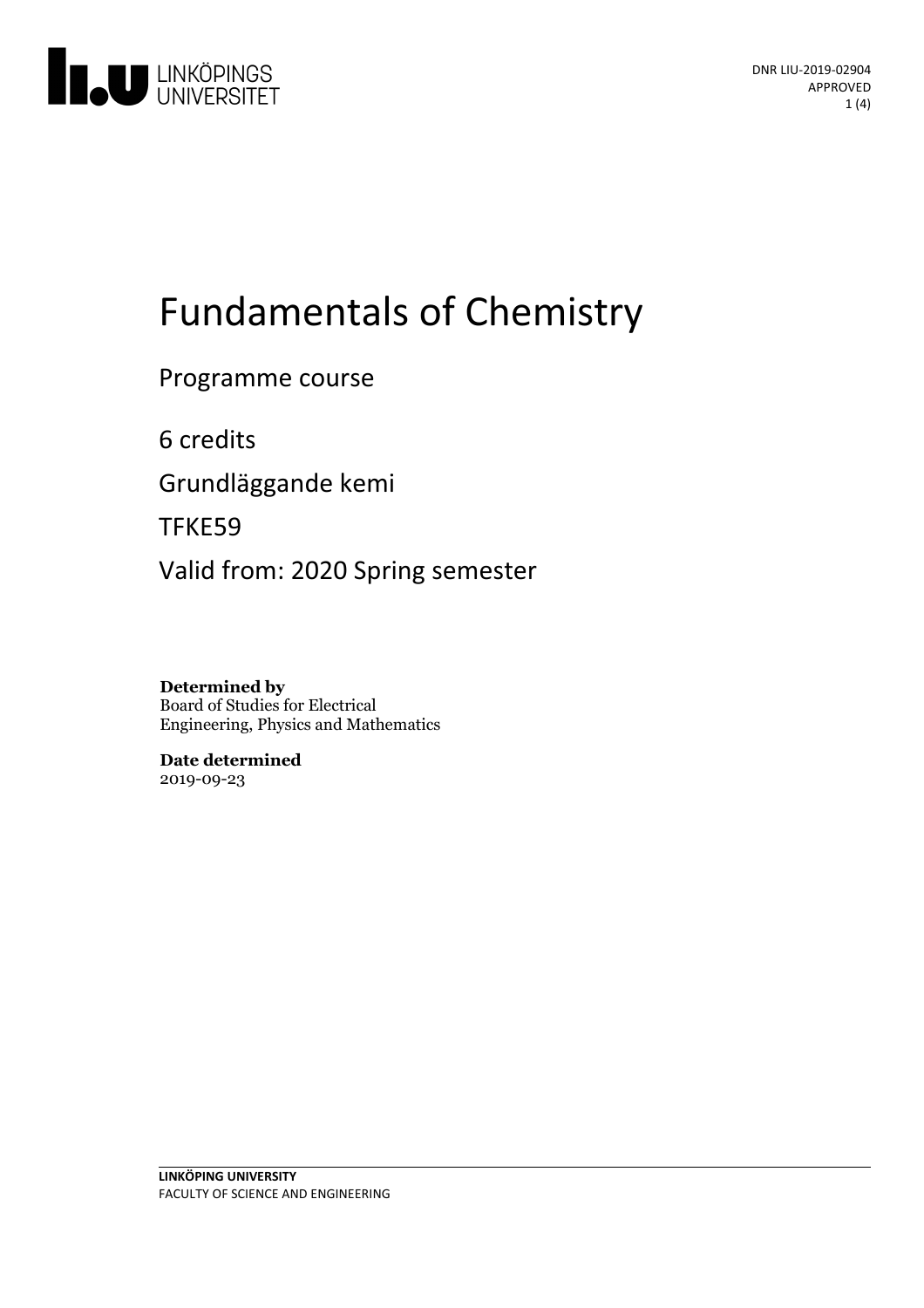DNR LIU-2019-02904
APPROVED

# Fundamentals of Chemistry

Programme course

6 credits

Grundläggande kemi

TFKE59

Valid from: 2020 Spring semester

**Determined by**
Board of Studies for Electrical Engineering, Physics and Mathematics

**Date determined**
2019-09-23

**LINKÖPING UNIVERSITY**
FACULTY OF SCIENCE AND ENGINEERING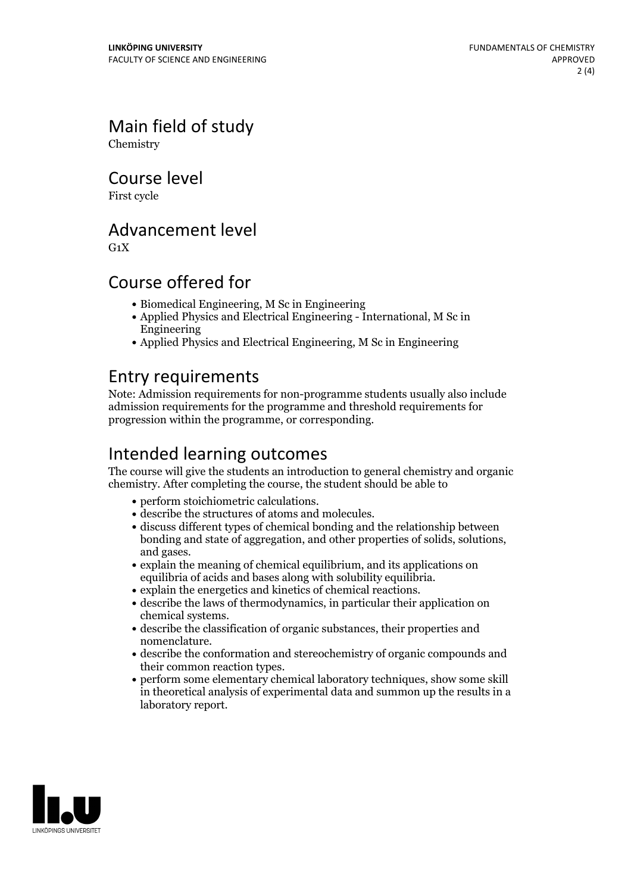## Main field of study

Chemistry

## Course level

First cycle

## Advancement level

G1X

## Course offered for

- Biomedical Engineering, M Sc in Engineering
- Applied Physics and Electrical Engineering - International, M Sc in Engineering
- Applied Physics and Electrical Engineering, M Sc in Engineering

## Entry requirements

Note: Admission requirements for non-programme students usually also include admission requirements for the programme and threshold requirements for progression within the programme, or corresponding.

## Intended learning outcomes

The course will give the students an introduction to general chemistry and organic chemistry. After completing the course, the student should be able to

- perform stoichiometric calculations.
- describe the structures of atoms and molecules.
- discuss different types of chemical bonding and the relationship between bonding and state of aggregation, and other properties of solids, solutions, and gases.
- explain the meaning of chemical equilibrium, and its applications on equilibria of acids and bases along with solubility equilibria.
- explain the energetics and kinetics of chemical reactions.
- describe the laws of thermodynamics, in particular their application on chemical systems.
- describe the classification of organic substances, their properties and nomenclature.
- describe the conformation and stereochemistry of organic compounds and their common reaction types.
- perform some elementary chemical laboratory techniques, show some skill in theoretical analysis of experimental data and summon up the results in a laboratory report.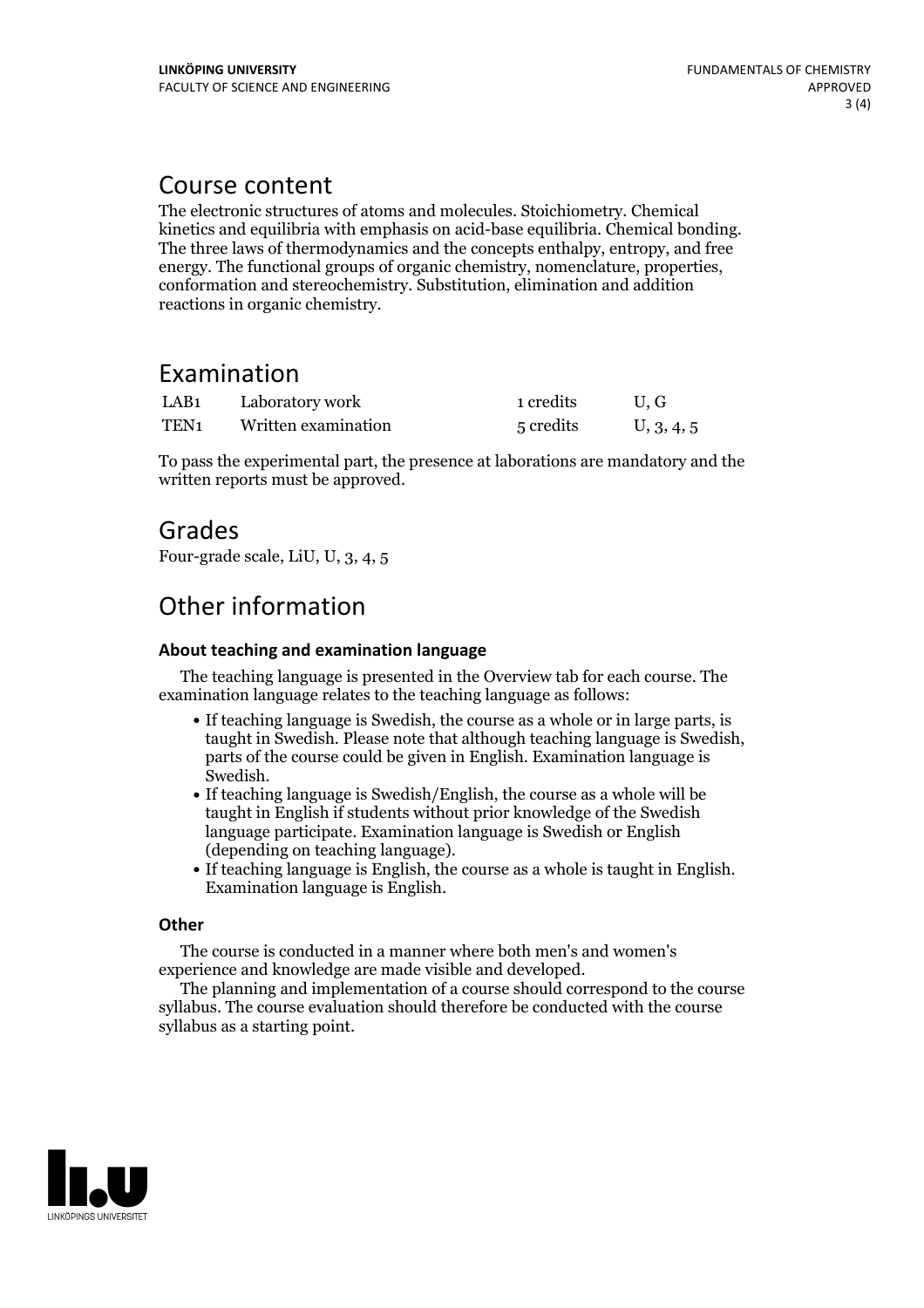## Course content

The electronic structures of atoms and molecules. Stoichiometry. Chemical kinetics and equilibria with emphasis on acid-base equilibria. Chemical bonding. The three laws of thermodynamics and the concepts enthalpy, entropy, and free energy. The functional groups of organic chemistry, nomenclature, properties, conformation and stereochemistry. Substitution, elimination and addition reactions in organic chemistry.

## Examination

| | | | |
|---|---|---|---|
| LAB1 | Laboratory work | 1 credits | U, G |
| TEN1 | Written examination | 5 credits | U, 3, 4, 5 |

To pass the experimental part, the presence at laborations are mandatory and the written reports must be approved.

## Grades

Four-grade scale, LiU, U, 3, 4, 5

## Other information

### About teaching and examination language

The teaching language is presented in the Overview tab for each course. The examination language relates to the teaching language as follows:

- If teaching language is Swedish, the course as a whole or in large parts, is taught in Swedish. Please note that although teaching language is Swedish, parts of the course could be given in English. Examination language is Swedish.
- If teaching language is Swedish/English, the course as a whole will be taught in English if students without prior knowledge of the Swedish language participate. Examination language is Swedish or English (depending on teaching language).
- If teaching language is English, the course as a whole is taught in English. Examination language is English.

### Other

The course is conducted in a manner where both men's and women's experience and knowledge are made visible and developed.

The planning and implementation of a course should correspond to the course syllabus. The course evaluation should therefore be conducted with the course syllabus as a starting point.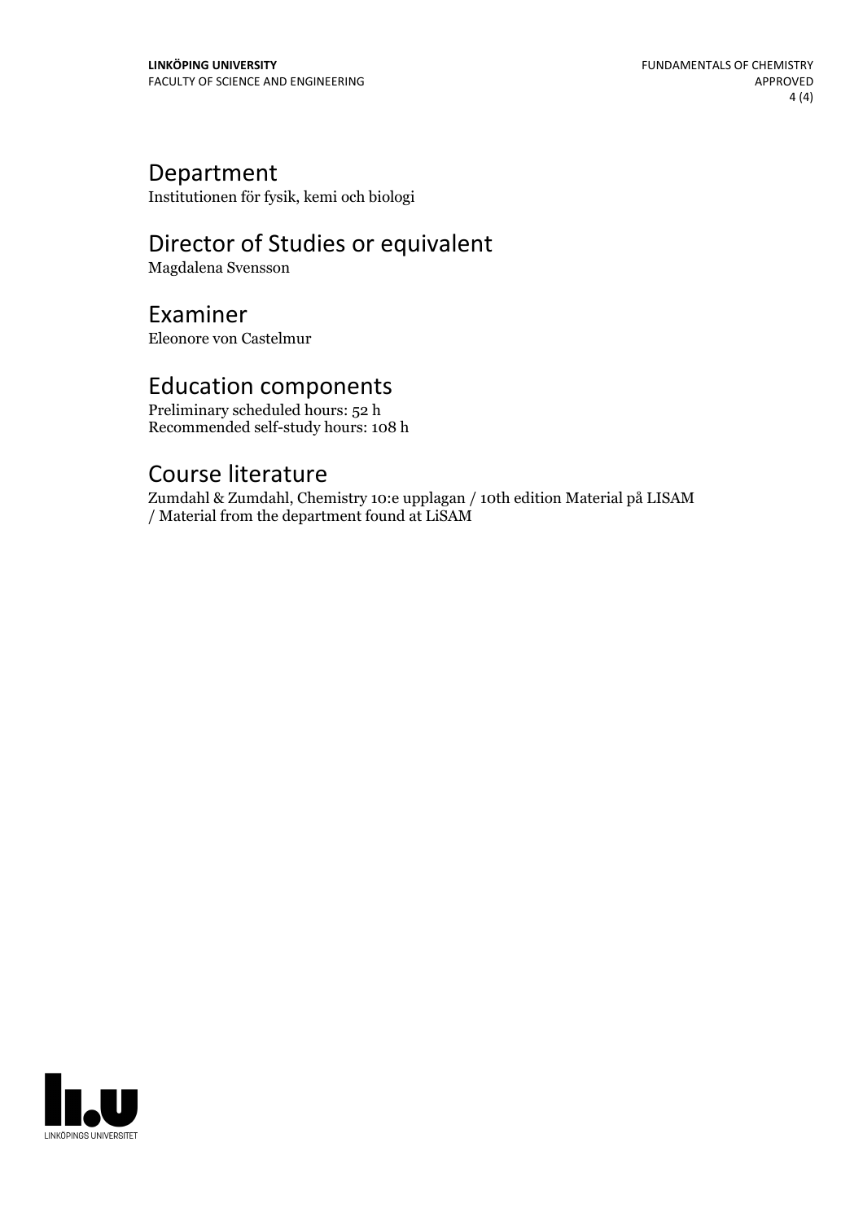## Department

Institutionen för fysik, kemi och biologi

## Director of Studies or equivalent

Magdalena Svensson

## Examiner

Eleonore von Castelmur

## Education components

Preliminary scheduled hours: 52 h
Recommended self-study hours: 108 h

## Course literature

Zumdahl & Zumdahl, Chemistry 10:e upplagan / 10th edition Material på LISAM / Material from the department found at LiSAM